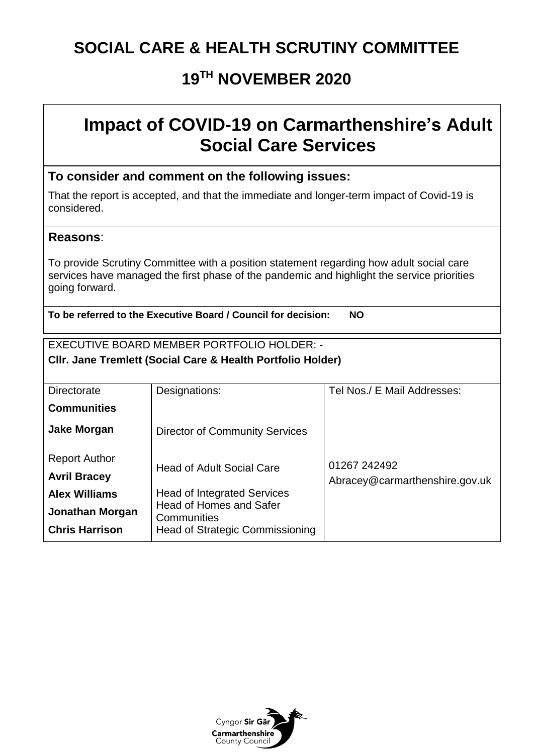# SOCIAL CARE & HEALTH SCRUTINY COMMITTEE

## 19TH NOVEMBER 2020

## Impact of COVID-19 on Carmarthenshire's Adult Social Care Services

### To consider and comment on the following issues:

That the report is accepted, and that the immediate and longer-term impact of Covid-19 is considered.

### Reasons:

To provide Scrutiny Committee with a position statement regarding how adult social care services have managed the first phase of the pandemic and highlight the service priorities going forward.

**To be referred to the Executive Board / Council for decision: NO**

EXECUTIVE BOARD MEMBER PORTFOLIO HOLDER: -
**Cllr. Jane Tremlett (Social Care & Health Portfolio Holder)**

| Directorate | Designations: | Tel Nos./ E Mail Addresses: |
|---|---|---|
| **Communities** | | |
| **Jake Morgan** | Director of Community Services | |
| Report Author | | |
| **Avril Bracey** | Head of Adult Social Care | 01267 242492<br>Abracey@carmarthenshire.gov.uk |
| **Alex Williams** | Head of Integrated Services | |
| **Jonathan Morgan** | Head of Homes and Safer Communities | |
| **Chris Harrison** | Head of Strategic Commissioning | |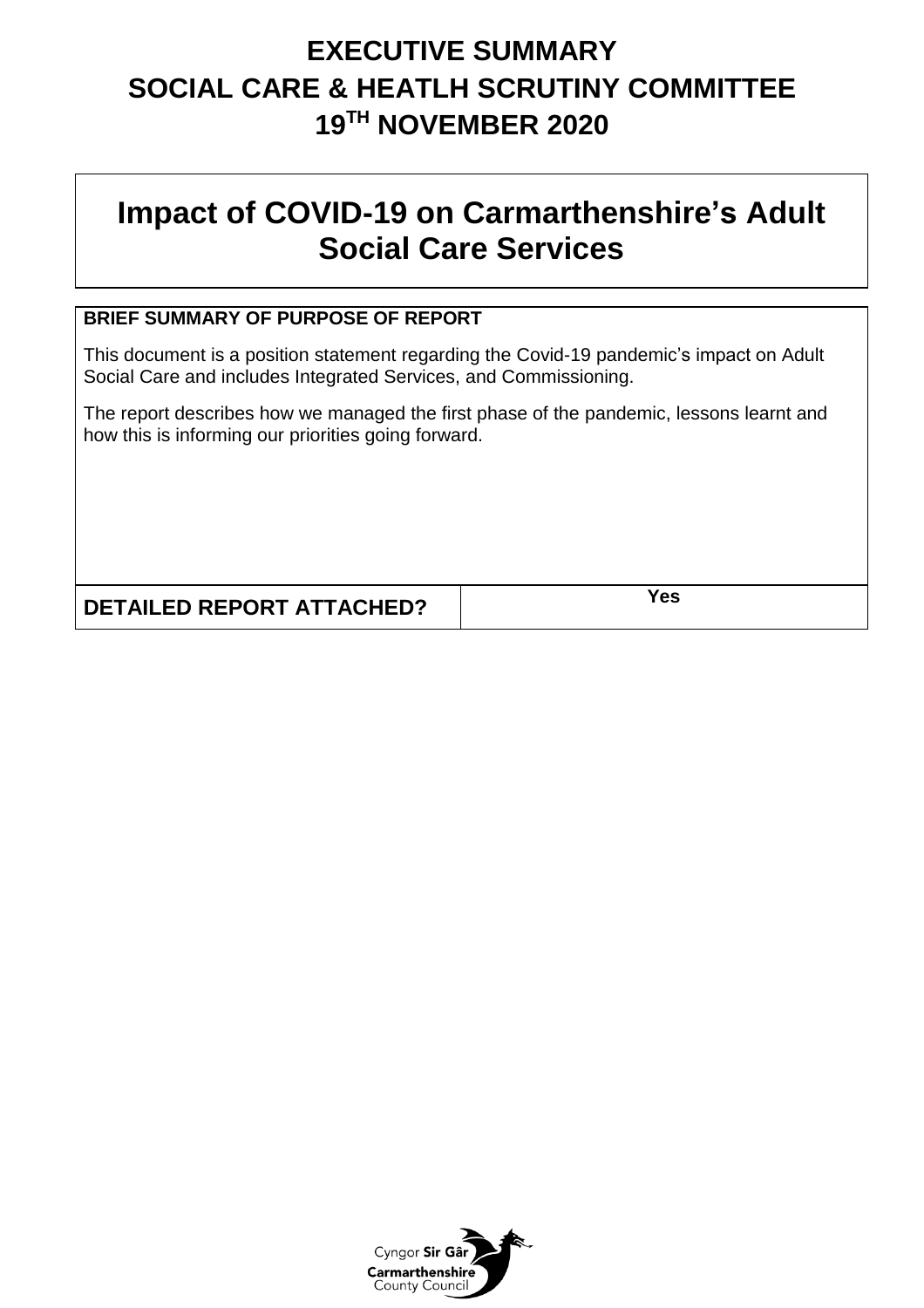# EXECUTIVE SUMMARY
# SOCIAL CARE & HEATLH SCRUTINY COMMITTEE
# 19TH NOVEMBER 2020

## Impact of COVID-19 on Carmarthenshire's Adult Social Care Services

**BRIEF SUMMARY OF PURPOSE OF REPORT**

This document is a position statement regarding the Covid-19 pandemic's impact on Adult Social Care and includes Integrated Services, and Commissioning.

The report describes how we managed the first phase of the pandemic, lessons learnt and how this is informing our priorities going forward.

| **DETAILED REPORT ATTACHED?** | **Yes** |
| --- | --- |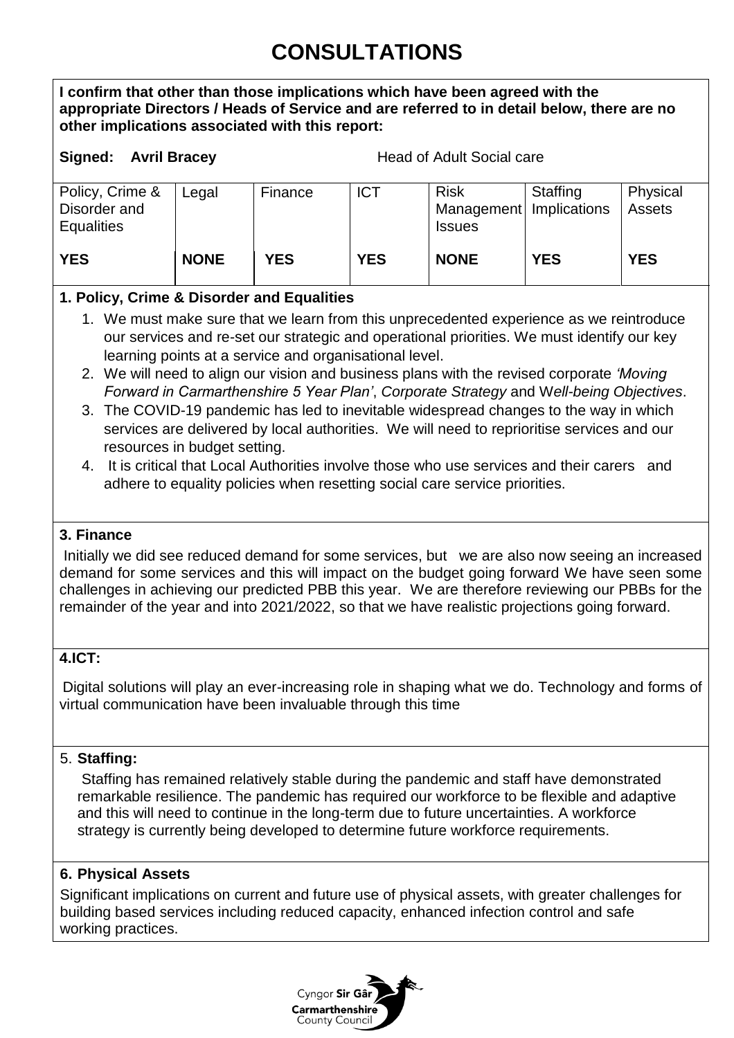# CONSULTATIONS

**I confirm that other than those implications which have been agreed with the appropriate Directors / Heads of Service and are referred to in detail below, there are no other implications associated with this report:**

**Signed: Avril Bracey** Head of Adult Social care

| Policy, Crime & Disorder and Equalities | Legal | Finance | ICT | Risk Management Issues | Staffing Implications | Physical Assets |
|---|---|---|---|---|---|---|
| **YES** | **NONE** | **YES** | **YES** | **NONE** | **YES** | **YES** |

**1. Policy, Crime & Disorder and Equalities**

1. We must make sure that we learn from this unprecedented experience as we reintroduce our services and re-set our strategic and operational priorities. We must identify our key learning points at a service and organisational level.
2. We will need to align our vision and business plans with the revised corporate *'Moving Forward in Carmarthenshire 5 Year Plan'*, *Corporate Strategy* and W*ell-being Objectives*.
3. The COVID-19 pandemic has led to inevitable widespread changes to the way in which services are delivered by local authorities. We will need to reprioritise services and our resources in budget setting.
4. It is critical that Local Authorities involve those who use services and their carers and adhere to equality policies when resetting social care service priorities.

**3. Finance**

Initially we did see reduced demand for some services, but we are also now seeing an increased demand for some services and this will impact on the budget going forward We have seen some challenges in achieving our predicted PBB this year. We are therefore reviewing our PBBs for the remainder of the year and into 2021/2022, so that we have realistic projections going forward.

**4.ICT:**

Digital solutions will play an ever-increasing role in shaping what we do. Technology and forms of virtual communication have been invaluable through this time

5. **Staffing:**

Staffing has remained relatively stable during the pandemic and staff have demonstrated remarkable resilience. The pandemic has required our workforce to be flexible and adaptive and this will need to continue in the long-term due to future uncertainties. A workforce strategy is currently being developed to determine future workforce requirements.

**6. Physical Assets**

Significant implications on current and future use of physical assets, with greater challenges for building based services including reduced capacity, enhanced infection control and safe working practices.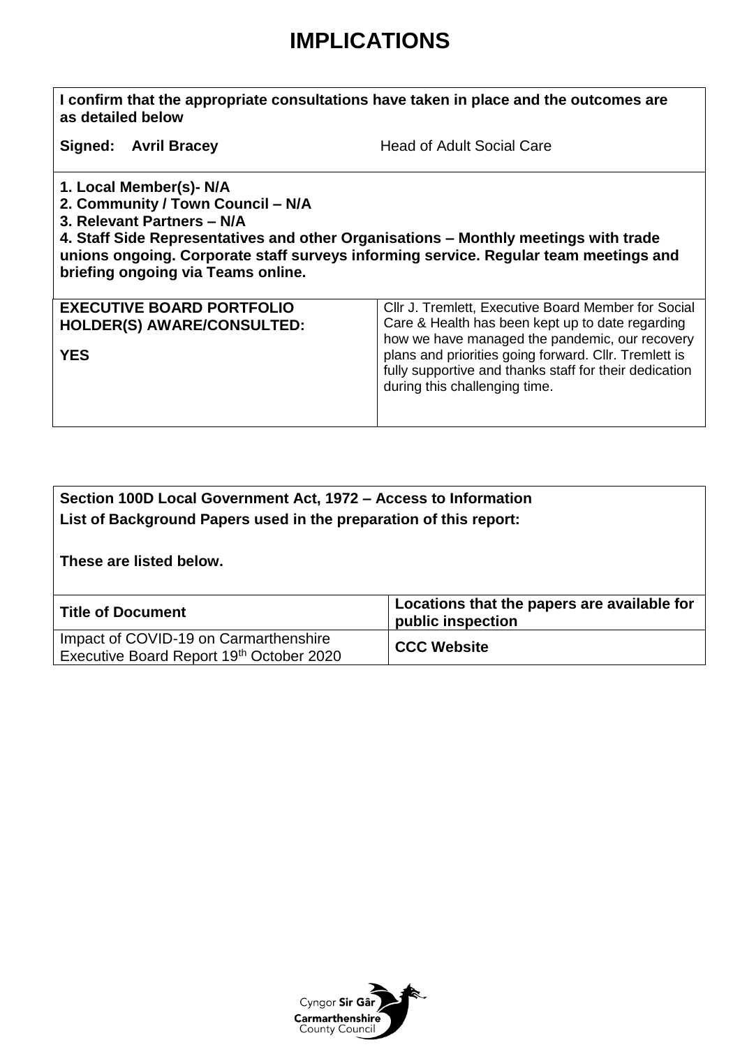# IMPLICATIONS

**I confirm that the appropriate consultations have taken in place and the outcomes are as detailed below**

**Signed: Avril Bracey** Head of Adult Social Care

**1. Local Member(s)- N/A**
**2. Community / Town Council – N/A**
**3. Relevant Partners – N/A**
**4. Staff Side Representatives and other Organisations – Monthly meetings with trade unions ongoing. Corporate staff surveys informing service. Regular team meetings and briefing ongoing via Teams online.**

| | |
|---|---|
| **EXECUTIVE BOARD PORTFOLIO HOLDER(S) AWARE/CONSULTED:**<br><br>**YES** | Cllr J. Tremlett, Executive Board Member for Social Care & Health has been kept up to date regarding how we have managed the pandemic, our recovery plans and priorities going forward. Cllr. Tremlett is fully supportive and thanks staff for their dedication during this challenging time. |

**Section 100D Local Government Act, 1972 – Access to Information**
**List of Background Papers used in the preparation of this report:**

**These are listed below.**

| **Title of Document** | **Locations that the papers are available for public inspection** |
|---|---|
| Impact of COVID-19 on Carmarthenshire Executive Board Report 19th October 2020 | **CCC Website** |